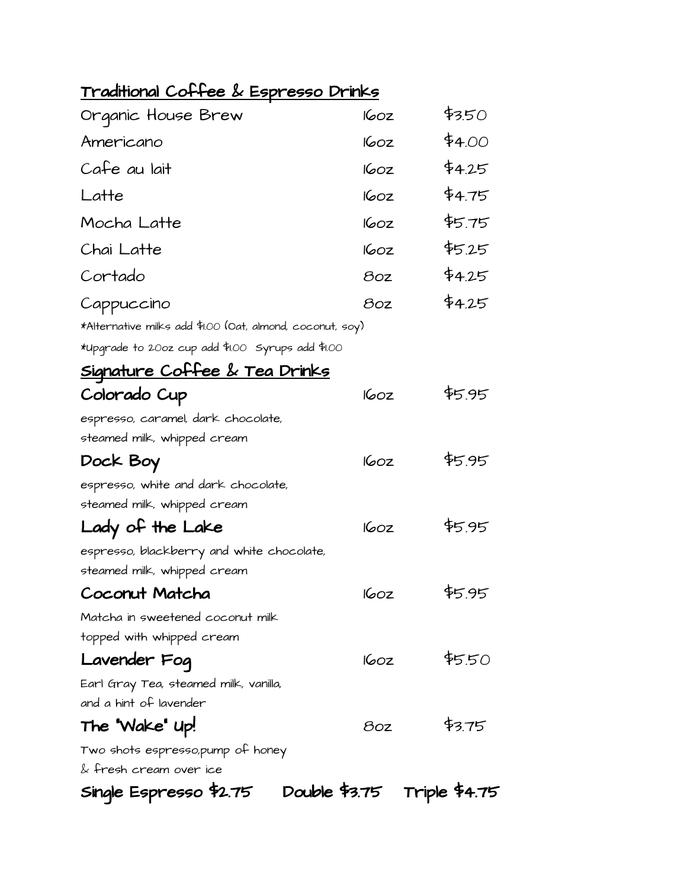## Traditional Coffee & Espresso Drinks

| | | |
|---|---|---|
| Organic House Brew | 16oz | $3.50 |
| Americano | 16oz | $4.00 |
| Cafe au lait | 16oz | $4.25 |
| Latte | 16oz | $4.75 |
| Mocha Latte | 16oz | $5.75 |
| Chai Latte | 16oz | $5.25 |
| Cortado | 8oz | $4.25 |
| Cappuccino | 8oz | $4.25 |

*Alternative milks add $1.00 (Oat, almond, coconut, soy)

*Upgrade to 20oz cup add $1.00 Syrups add $1.00

## Signature Coffee & Tea Drinks

**Colorado Cup** 16oz $5.95

espresso, caramel, dark chocolate, steamed milk, whipped cream

**Dock Boy** 16oz $5.95

espresso, white and dark chocolate, steamed milk, whipped cream

**Lady of the Lake** 16oz $5.95

espresso, blackberry and white chocolate, steamed milk, whipped cream

**Coconut Matcha** 16oz $5.95

Matcha in sweetened coconut milk topped with whipped cream

**Lavender Fog** 16oz $5.50

Earl Gray Tea, steamed milk, vanilla, and a hint of lavender

**The "Wake" Up!** 8oz $3.75

Two shots espresso,pump of honey & fresh cream over ice

**Single Espresso $2.75 Double $3.75 Triple $4.75**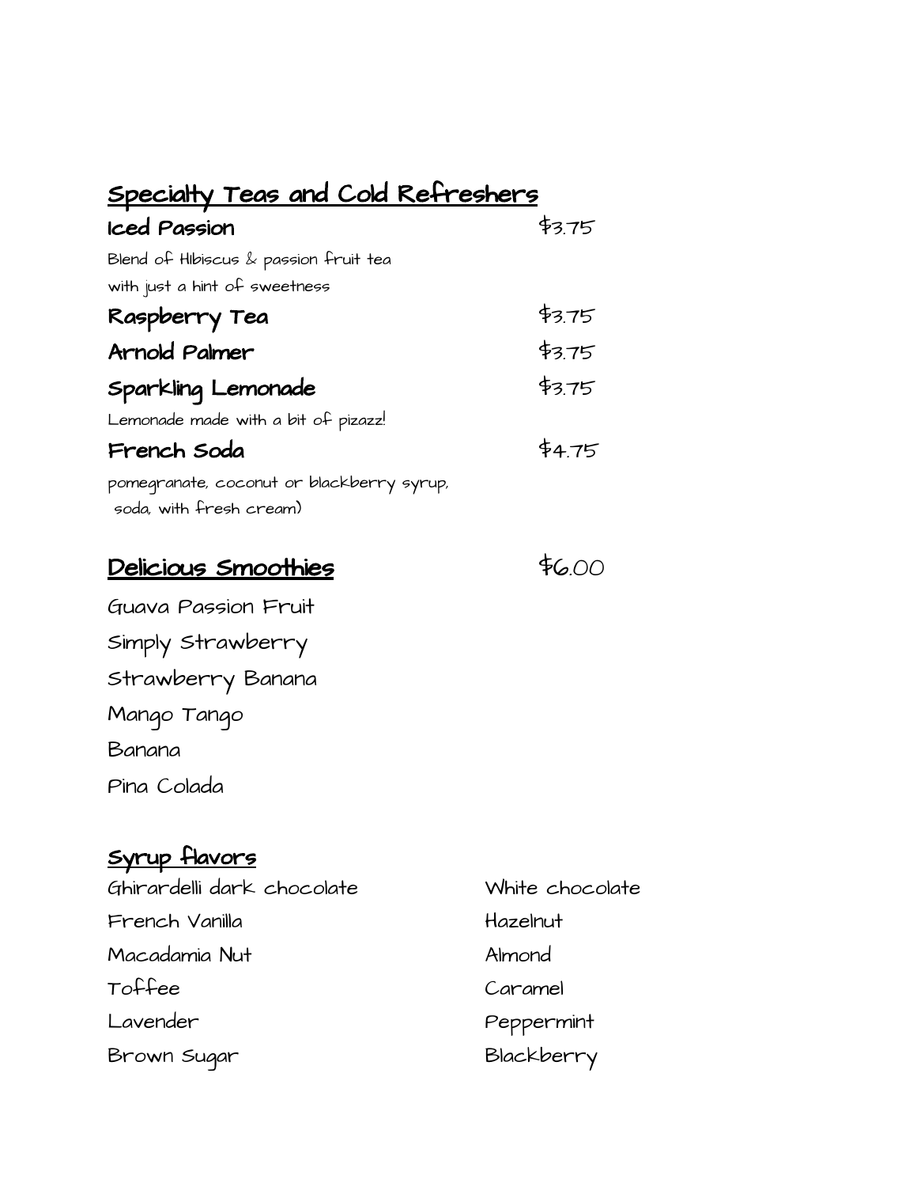## Specialty Teas and Cold Refreshers

**Iced Passion** $3.75

Blend of Hibiscus & passion fruit tea
with just a hint of sweetness

**Raspberry Tea** $3.75

**Arnold Palmer** $3.75

**Sparkling Lemonade** $3.75

Lemonade made with a bit of pizazz!

**French Soda** $4.75

pomegranate, coconut or blackberry syrup,
soda, with fresh cream)

## Delicious Smoothies $6.00

Guava Passion Fruit

Simply Strawberry

Strawberry Banana

Mango Tango

Banana

Pina Colada

## Syrup flavors

Ghirardelli dark chocolate

French Vanilla

Macadamia Nut

Toffee

Lavender

Brown Sugar

White chocolate

Hazelnut

Almond

Caramel

Peppermint

Blackberry